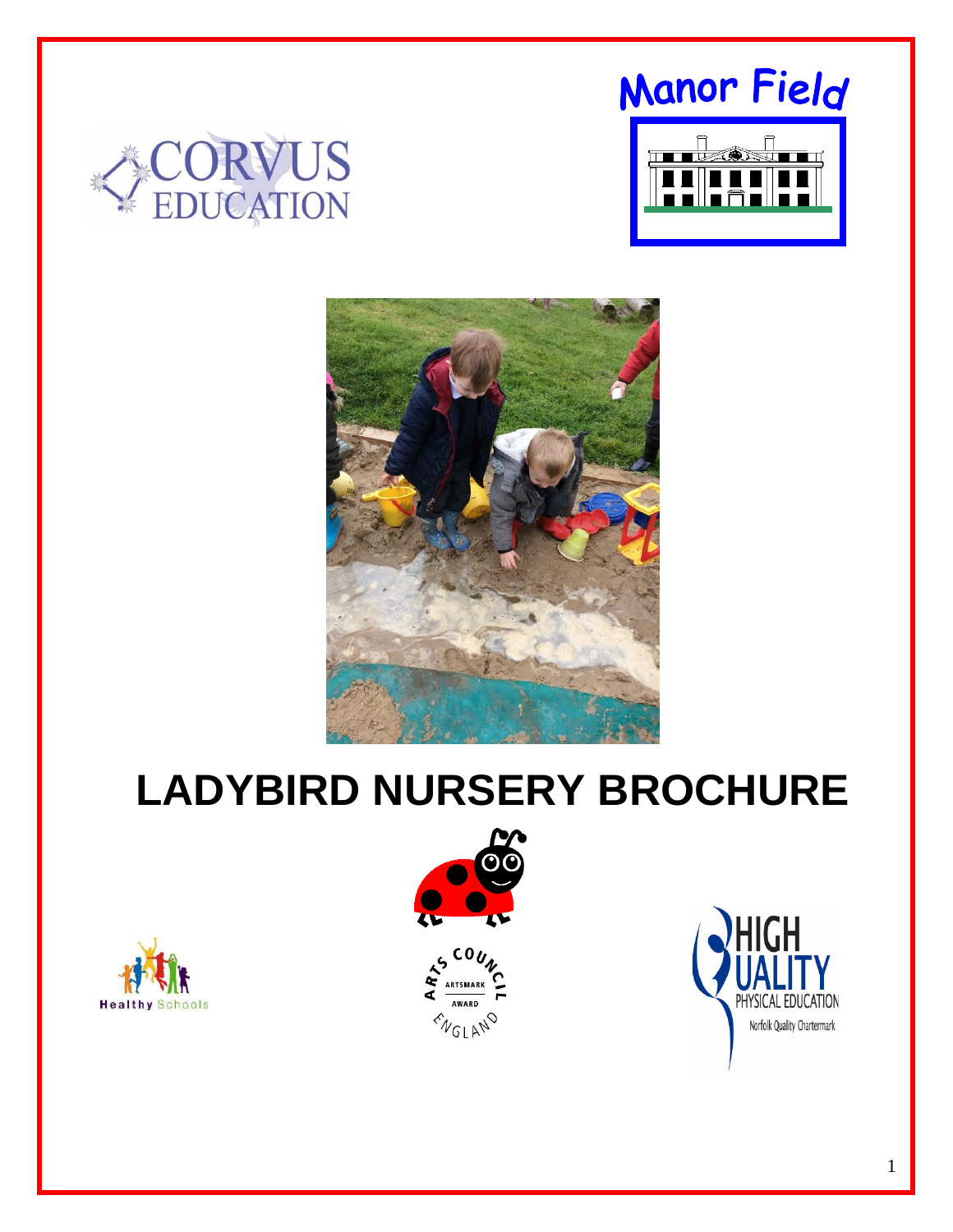# LADYBIRD NURSERY BROCHURE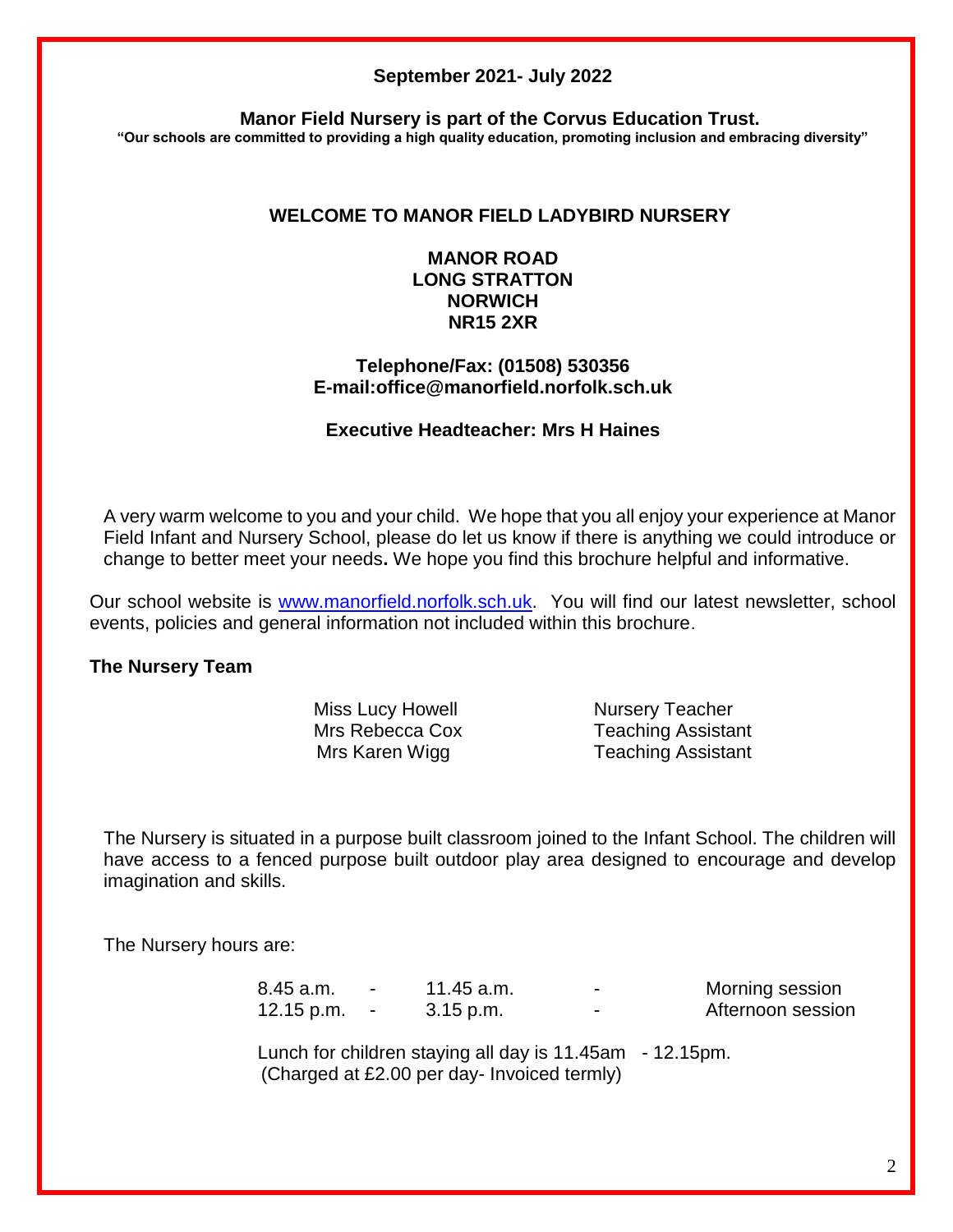**September 2021- July 2022**

**Manor Field Nursery is part of the Corvus Education Trust.**
**"Our schools are committed to providing a high quality education, promoting inclusion and embracing diversity"**

## WELCOME TO MANOR FIELD LADYBIRD NURSERY

**MANOR ROAD**
**LONG STRATTON**
**NORWICH**
**NR15 2XR**

**Telephone/Fax: (01508) 530356**
**E-mail:office@manorfield.norfolk.sch.uk**

**Executive Headteacher: Mrs H Haines**

A very warm welcome to you and your child. We hope that you all enjoy your experience at Manor Field Infant and Nursery School, please do let us know if there is anything we could introduce or change to better meet your needs**.** We hope you find this brochure helpful and informative.

Our school website is [www.manorfield.norfolk.sch.uk](http://www.manorfield.norfolk.sch.uk). You will find our latest newsletter, school events, policies and general information not included within this brochure.

**The Nursery Team**

| | |
|---|---|
| Miss Lucy Howell | Nursery Teacher |
| Mrs Rebecca Cox | Teaching Assistant |
| Mrs Karen Wigg | Teaching Assistant |

The Nursery is situated in a purpose built classroom joined to the Infant School. The children will have access to a fenced purpose built outdoor play area designed to encourage and develop imagination and skills.

The Nursery hours are:

| | | | | |
|---|---|---|---|---|
| 8.45 a.m. | - | 11.45 a.m. | - | Morning session |
| 12.15 p.m. | - | 3.15 p.m. | - | Afternoon session |

Lunch for children staying all day is 11.45am - 12.15pm.
(Charged at £2.00 per day- Invoiced termly)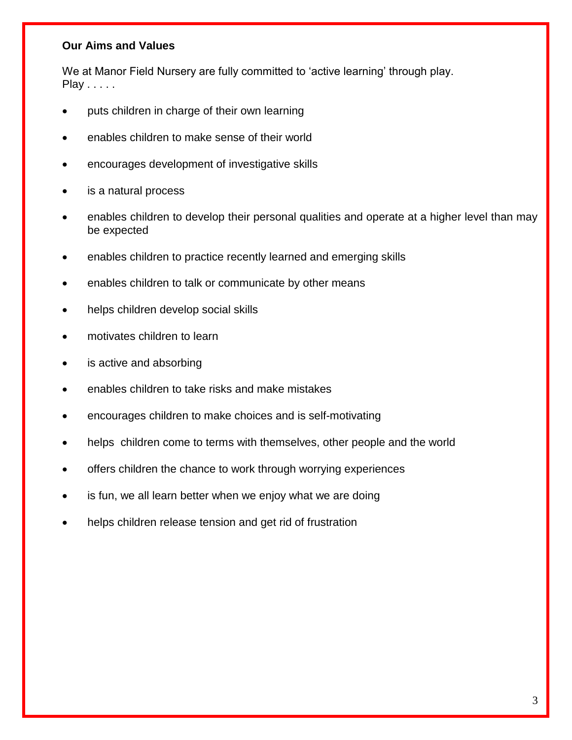**Our Aims and Values**

We at Manor Field Nursery are fully committed to 'active learning' through play.
Play . . . . .

- puts children in charge of their own learning
- enables children to make sense of their world
- encourages development of investigative skills
- is a natural process
- enables children to develop their personal qualities and operate at a higher level than may be expected
- enables children to practice recently learned and emerging skills
- enables children to talk or communicate by other means
- helps children develop social skills
- motivates children to learn
- is active and absorbing
- enables children to take risks and make mistakes
- encourages children to make choices and is self-motivating
- helps children come to terms with themselves, other people and the world
- offers children the chance to work through worrying experiences
- is fun, we all learn better when we enjoy what we are doing
- helps children release tension and get rid of frustration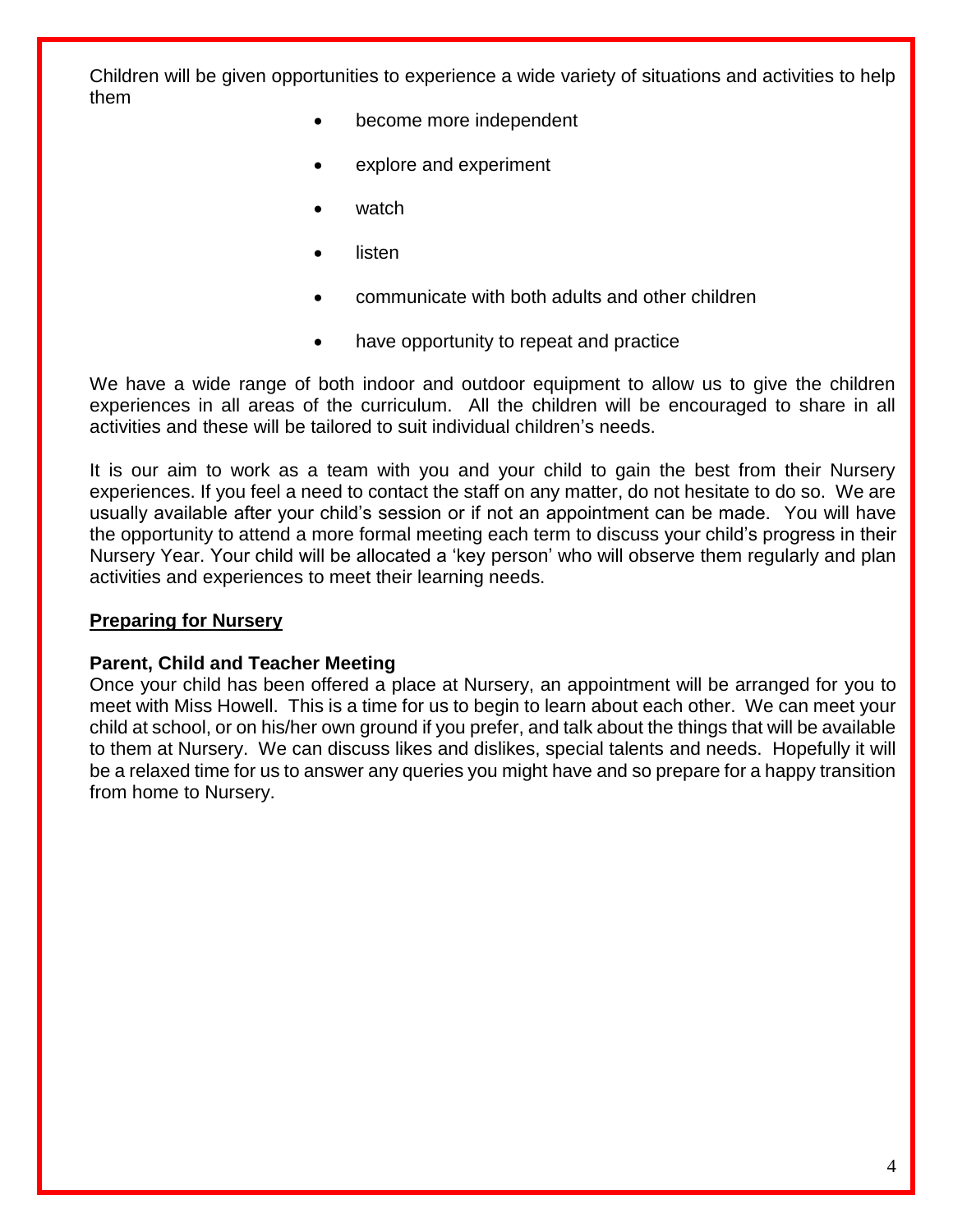Children will be given opportunities to experience a wide variety of situations and activities to help them

- become more independent
- explore and experiment
- watch
- listen
- communicate with both adults and other children
- have opportunity to repeat and practice

We have a wide range of both indoor and outdoor equipment to allow us to give the children experiences in all areas of the curriculum. All the children will be encouraged to share in all activities and these will be tailored to suit individual children's needs.

It is our aim to work as a team with you and your child to gain the best from their Nursery experiences. If you feel a need to contact the staff on any matter, do not hesitate to do so. We are usually available after your child's session or if not an appointment can be made. You will have the opportunity to attend a more formal meeting each term to discuss your child's progress in their Nursery Year. Your child will be allocated a 'key person' who will observe them regularly and plan activities and experiences to meet their learning needs.

## Preparing for Nursery

### Parent, Child and Teacher Meeting

Once your child has been offered a place at Nursery, an appointment will be arranged for you to meet with Miss Howell. This is a time for us to begin to learn about each other. We can meet your child at school, or on his/her own ground if you prefer, and talk about the things that will be available to them at Nursery. We can discuss likes and dislikes, special talents and needs. Hopefully it will be a relaxed time for us to answer any queries you might have and so prepare for a happy transition from home to Nursery.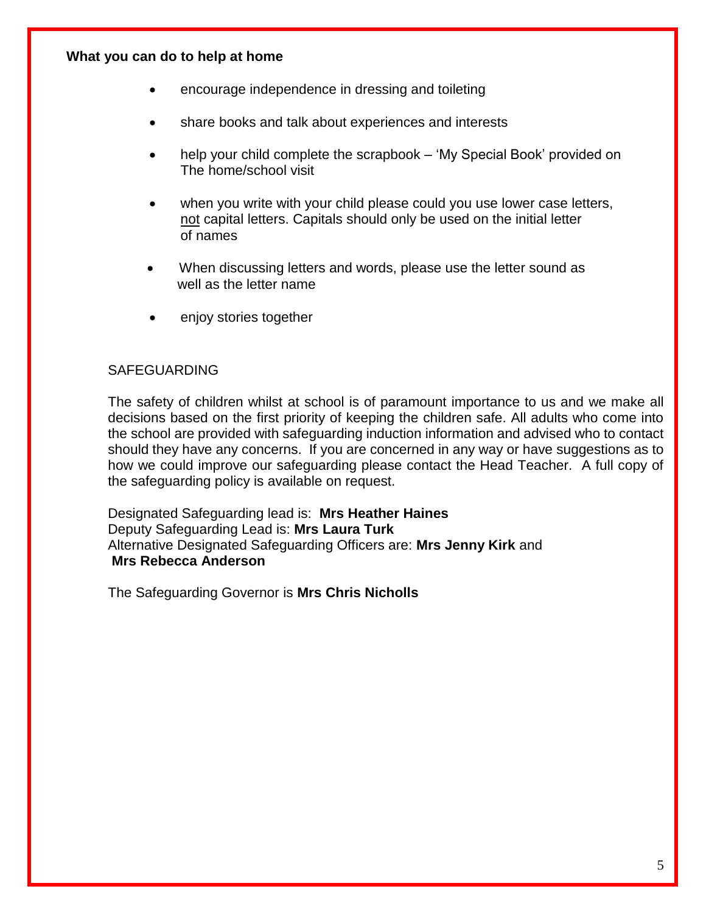**What you can do to help at home**

- encourage independence in dressing and toileting
- share books and talk about experiences and interests
- help your child complete the scrapbook – 'My Special Book' provided on The home/school visit
- when you write with your child please could you use lower case letters, <u>not</u> capital letters. Capitals should only be used on the initial letter of names
- When discussing letters and words, please use the letter sound as well as the letter name
- enjoy stories together

SAFEGUARDING

The safety of children whilst at school is of paramount importance to us and we make all decisions based on the first priority of keeping the children safe. All adults who come into the school are provided with safeguarding induction information and advised who to contact should they have any concerns. If you are concerned in any way or have suggestions as to how we could improve our safeguarding please contact the Head Teacher. A full copy of the safeguarding policy is available on request.

Designated Safeguarding lead is: **Mrs Heather Haines**
Deputy Safeguarding Lead is: **Mrs Laura Turk**
Alternative Designated Safeguarding Officers are: **Mrs Jenny Kirk** and **Mrs Rebecca Anderson**

The Safeguarding Governor is **Mrs Chris Nicholls**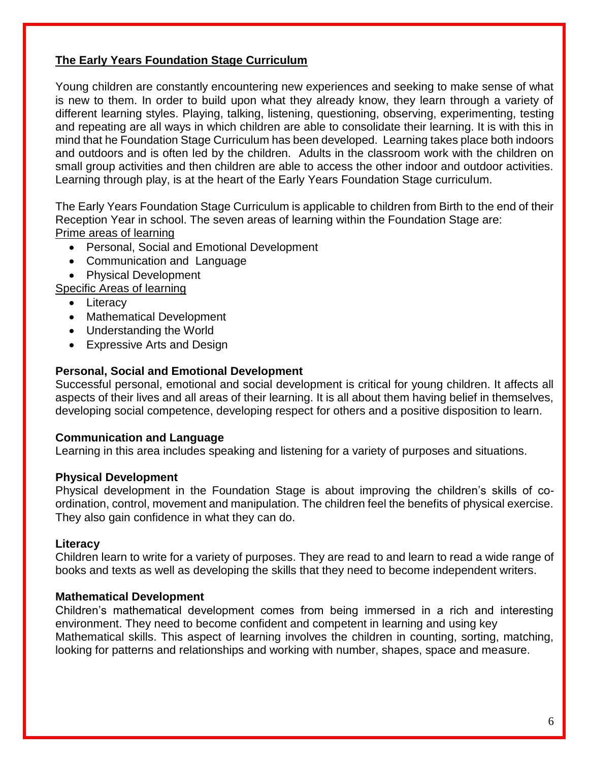## The Early Years Foundation Stage Curriculum

Young children are constantly encountering new experiences and seeking to make sense of what is new to them. In order to build upon what they already know, they learn through a variety of different learning styles. Playing, talking, listening, questioning, observing, experimenting, testing and repeating are all ways in which children are able to consolidate their learning. It is with this in mind that he Foundation Stage Curriculum has been developed. Learning takes place both indoors and outdoors and is often led by the children. Adults in the classroom work with the children on small group activities and then children are able to access the other indoor and outdoor activities. Learning through play, is at the heart of the Early Years Foundation Stage curriculum.

The Early Years Foundation Stage Curriculum is applicable to children from Birth to the end of their Reception Year in school. The seven areas of learning within the Foundation Stage are:

Prime areas of learning

- Personal, Social and Emotional Development
- Communication and Language
- Physical Development

Specific Areas of learning

- Literacy
- Mathematical Development
- Understanding the World
- Expressive Arts and Design

**Personal, Social and Emotional Development**

Successful personal, emotional and social development is critical for young children. It affects all aspects of their lives and all areas of their learning. It is all about them having belief in themselves, developing social competence, developing respect for others and a positive disposition to learn.

**Communication and Language**

Learning in this area includes speaking and listening for a variety of purposes and situations.

**Physical Development**

Physical development in the Foundation Stage is about improving the children's skills of co-ordination, control, movement and manipulation. The children feel the benefits of physical exercise. They also gain confidence in what they can do.

**Literacy**

Children learn to write for a variety of purposes. They are read to and learn to read a wide range of books and texts as well as developing the skills that they need to become independent writers.

**Mathematical Development**

Children's mathematical development comes from being immersed in a rich and interesting environment. They need to become confident and competent in learning and using key Mathematical skills. This aspect of learning involves the children in counting, sorting, matching, looking for patterns and relationships and working with number, shapes, space and measure.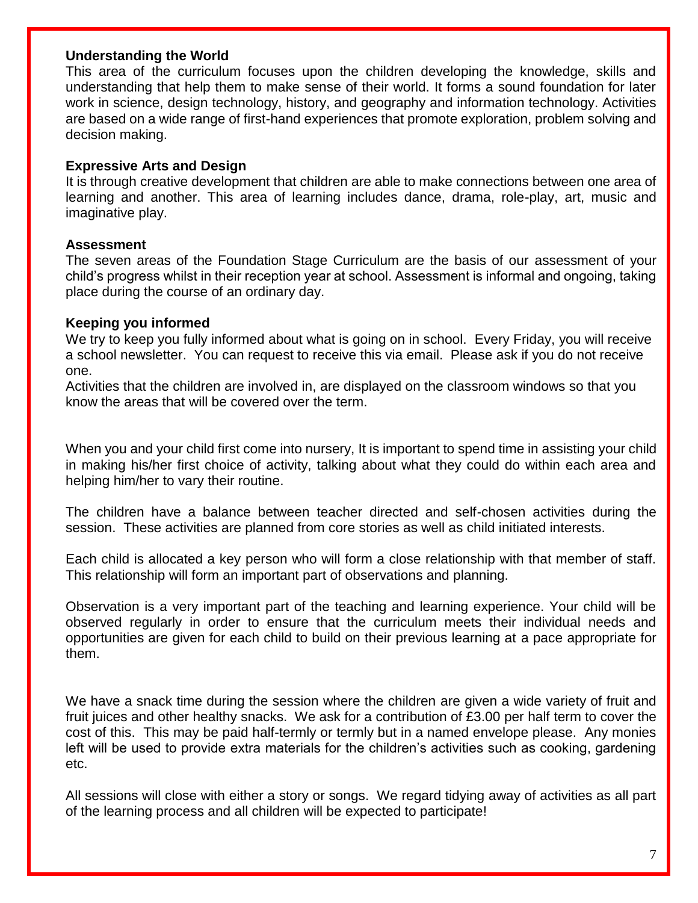### Understanding the World

This area of the curriculum focuses upon the children developing the knowledge, skills and understanding that help them to make sense of their world. It forms a sound foundation for later work in science, design technology, history, and geography and information technology. Activities are based on a wide range of first-hand experiences that promote exploration, problem solving and decision making.

### Expressive Arts and Design

It is through creative development that children are able to make connections between one area of learning and another. This area of learning includes dance, drama, role-play, art, music and imaginative play.

### Assessment

The seven areas of the Foundation Stage Curriculum are the basis of our assessment of your child's progress whilst in their reception year at school. Assessment is informal and ongoing, taking place during the course of an ordinary day.

### Keeping you informed

We try to keep you fully informed about what is going on in school. Every Friday, you will receive a school newsletter. You can request to receive this via email. Please ask if you do not receive one.

Activities that the children are involved in, are displayed on the classroom windows so that you know the areas that will be covered over the term.

When you and your child first come into nursery, It is important to spend time in assisting your child in making his/her first choice of activity, talking about what they could do within each area and helping him/her to vary their routine.

The children have a balance between teacher directed and self-chosen activities during the session. These activities are planned from core stories as well as child initiated interests.

Each child is allocated a key person who will form a close relationship with that member of staff. This relationship will form an important part of observations and planning.

Observation is a very important part of the teaching and learning experience. Your child will be observed regularly in order to ensure that the curriculum meets their individual needs and opportunities are given for each child to build on their previous learning at a pace appropriate for them.

We have a snack time during the session where the children are given a wide variety of fruit and fruit juices and other healthy snacks. We ask for a contribution of £3.00 per half term to cover the cost of this. This may be paid half-termly or termly but in a named envelope please. Any monies left will be used to provide extra materials for the children's activities such as cooking, gardening etc.

All sessions will close with either a story or songs. We regard tidying away of activities as all part of the learning process and all children will be expected to participate!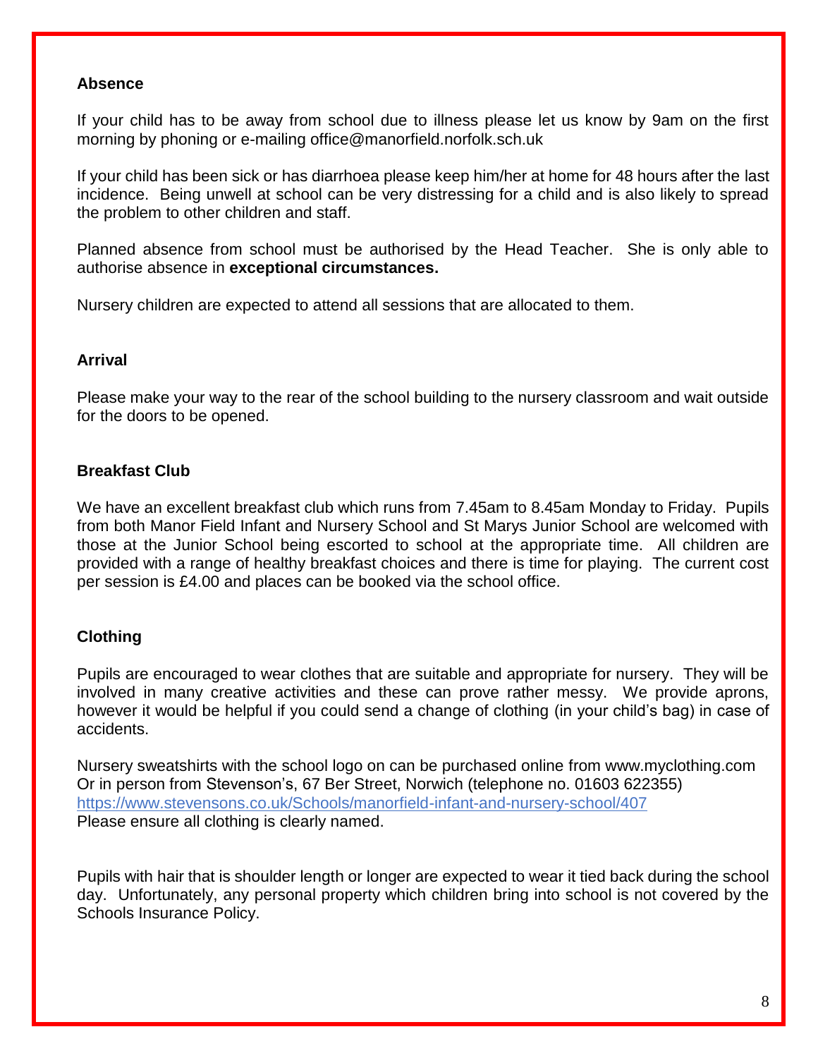## Absence

If your child has to be away from school due to illness please let us know by 9am on the first morning by phoning or e-mailing office@manorfield.norfolk.sch.uk

If your child has been sick or has diarrhoea please keep him/her at home for 48 hours after the last incidence. Being unwell at school can be very distressing for a child and is also likely to spread the problem to other children and staff.

Planned absence from school must be authorised by the Head Teacher. She is only able to authorise absence in **exceptional circumstances.**

Nursery children are expected to attend all sessions that are allocated to them.

## Arrival

Please make your way to the rear of the school building to the nursery classroom and wait outside for the doors to be opened.

## Breakfast Club

We have an excellent breakfast club which runs from 7.45am to 8.45am Monday to Friday. Pupils from both Manor Field Infant and Nursery School and St Marys Junior School are welcomed with those at the Junior School being escorted to school at the appropriate time. All children are provided with a range of healthy breakfast choices and there is time for playing. The current cost per session is £4.00 and places can be booked via the school office.

## Clothing

Pupils are encouraged to wear clothes that are suitable and appropriate for nursery. They will be involved in many creative activities and these can prove rather messy. We provide aprons, however it would be helpful if you could send a change of clothing (in your child's bag) in case of accidents.

Nursery sweatshirts with the school logo on can be purchased online from www.myclothing.com
Or in person from Stevenson's, 67 Ber Street, Norwich (telephone no. 01603 622355)
https://www.stevensons.co.uk/Schools/manorfield-infant-and-nursery-school/407
Please ensure all clothing is clearly named.

Pupils with hair that is shoulder length or longer are expected to wear it tied back during the school day. Unfortunately, any personal property which children bring into school is not covered by the Schools Insurance Policy.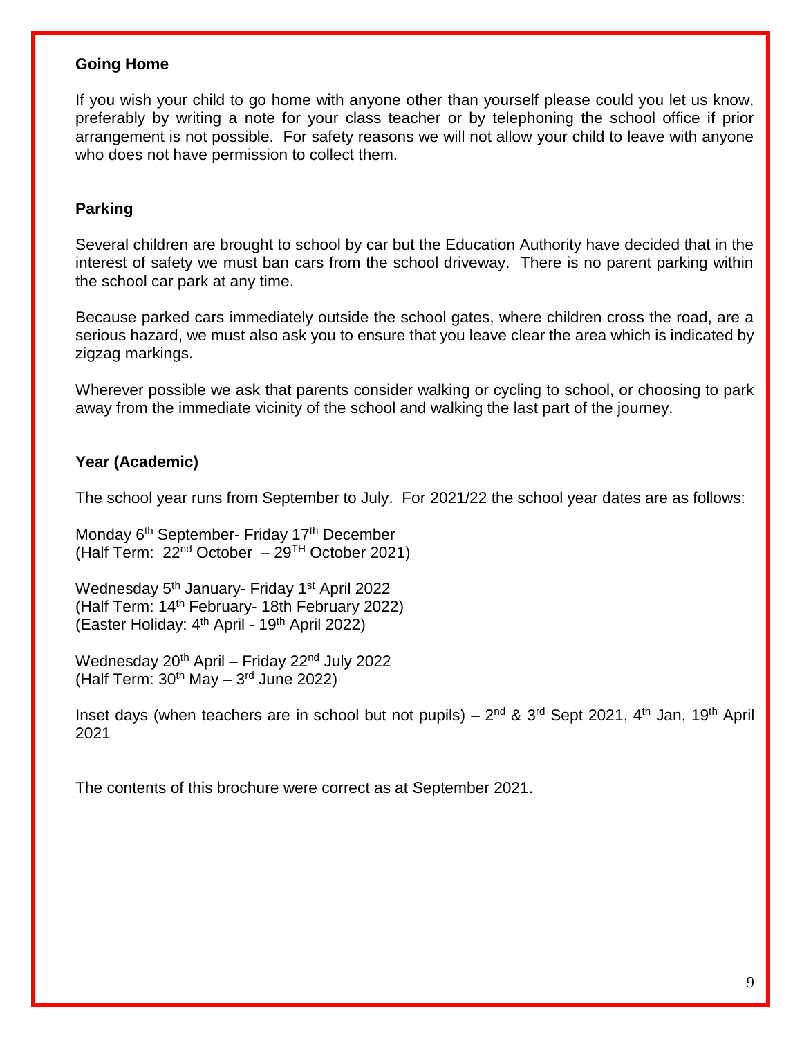### Going Home

If you wish your child to go home with anyone other than yourself please could you let us know, preferably by writing a note for your class teacher or by telephoning the school office if prior arrangement is not possible. For safety reasons we will not allow your child to leave with anyone who does not have permission to collect them.

### Parking

Several children are brought to school by car but the Education Authority have decided that in the interest of safety we must ban cars from the school driveway. There is no parent parking within the school car park at any time.

Because parked cars immediately outside the school gates, where children cross the road, are a serious hazard, we must also ask you to ensure that you leave clear the area which is indicated by zigzag markings.

Wherever possible we ask that parents consider walking or cycling to school, or choosing to park away from the immediate vicinity of the school and walking the last part of the journey.

### Year (Academic)

The school year runs from September to July. For 2021/22 the school year dates are as follows:

Monday 6th September- Friday 17th December
(Half Term: 22nd October – 29TH October 2021)

Wednesday 5th January- Friday 1st April 2022
(Half Term: 14th February- 18th February 2022)
(Easter Holiday: 4th April - 19th April 2022)

Wednesday 20th April – Friday 22nd July 2022
(Half Term: 30th May – 3rd June 2022)

Inset days (when teachers are in school but not pupils) – 2nd & 3rd Sept 2021, 4th Jan, 19th April 2021

The contents of this brochure were correct as at September 2021.